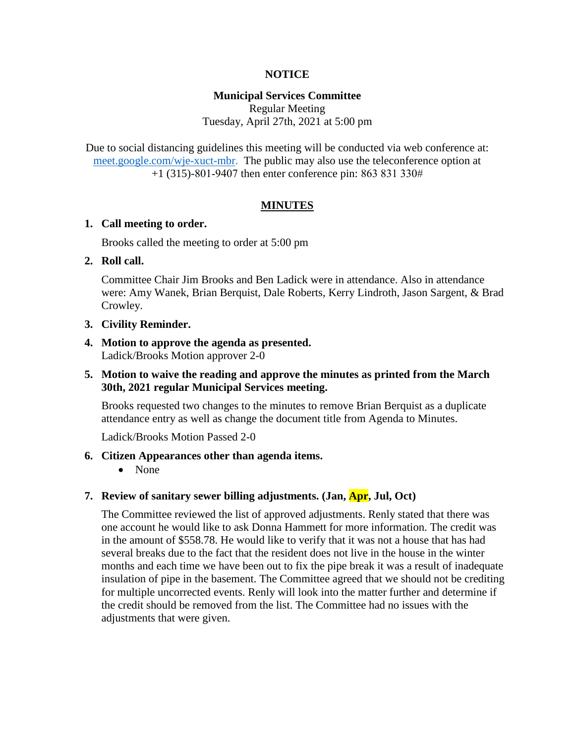**NOTICE**

**Municipal Services Committee**
Regular Meeting
Tuesday, April 27th, 2021 at 5:00 pm

Due to social distancing guidelines this meeting will be conducted via web conference at: meet.google.com/wje-xuct-mbr. The public may also use the teleconference option at +1 (315)-801-9407 then enter conference pin: 863 831 330#

## MINUTES

1. **Call meeting to order.**

   Brooks called the meeting to order at 5:00 pm

2. **Roll call.**

   Committee Chair Jim Brooks and Ben Ladick were in attendance. Also in attendance were: Amy Wanek, Brian Berquist, Dale Roberts, Kerry Lindroth, Jason Sargent, & Brad Crowley.

3. **Civility Reminder.**

4. **Motion to approve the agenda as presented.**
   Ladick/Brooks Motion approver 2-0

5. **Motion to waive the reading and approve the minutes as printed from the March 30th, 2021 regular Municipal Services meeting.**

   Brooks requested two changes to the minutes to remove Brian Berquist as a duplicate attendance entry as well as change the document title from Agenda to Minutes.

   Ladick/Brooks Motion Passed 2-0

6. **Citizen Appearances other than agenda items.**
   - None

7. **Review of sanitary sewer billing adjustments. (Jan, Apr, Jul, Oct)**

   The Committee reviewed the list of approved adjustments. Renly stated that there was one account he would like to ask Donna Hammett for more information. The credit was in the amount of $558.78. He would like to verify that it was not a house that has had several breaks due to the fact that the resident does not live in the house in the winter months and each time we have been out to fix the pipe break it was a result of inadequate insulation of pipe in the basement. The Committee agreed that we should not be crediting for multiple uncorrected events. Renly will look into the matter further and determine if the credit should be removed from the list. The Committee had no issues with the adjustments that were given.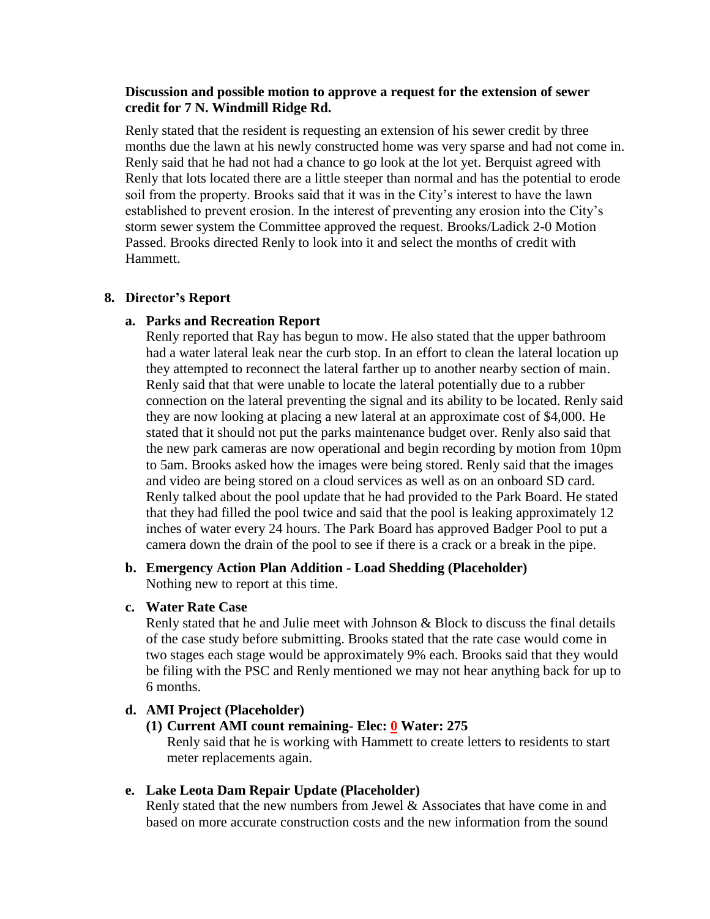**Discussion and possible motion to approve a request for the extension of sewer credit for 7 N. Windmill Ridge Rd.**

Renly stated that the resident is requesting an extension of his sewer credit by three months due the lawn at his newly constructed home was very sparse and had not come in. Renly said that he had not had a chance to go look at the lot yet. Berquist agreed with Renly that lots located there are a little steeper than normal and has the potential to erode soil from the property. Brooks said that it was in the City's interest to have the lawn established to prevent erosion. In the interest of preventing any erosion into the City's storm sewer system the Committee approved the request. Brooks/Ladick 2-0 Motion Passed. Brooks directed Renly to look into it and select the months of credit with Hammett.

**8. Director's Report**

**a. Parks and Recreation Report**

Renly reported that Ray has begun to mow. He also stated that the upper bathroom had a water lateral leak near the curb stop. In an effort to clean the lateral location up they attempted to reconnect the lateral farther up to another nearby section of main. Renly said that that were unable to locate the lateral potentially due to a rubber connection on the lateral preventing the signal and its ability to be located. Renly said they are now looking at placing a new lateral at an approximate cost of $4,000. He stated that it should not put the parks maintenance budget over. Renly also said that the new park cameras are now operational and begin recording by motion from 10pm to 5am. Brooks asked how the images were being stored. Renly said that the images and video are being stored on a cloud services as well as on an onboard SD card. Renly talked about the pool update that he had provided to the Park Board. He stated that they had filled the pool twice and said that the pool is leaking approximately 12 inches of water every 24 hours. The Park Board has approved Badger Pool to put a camera down the drain of the pool to see if there is a crack or a break in the pipe.

**b. Emergency Action Plan Addition - Load Shedding (Placeholder)**

Nothing new to report at this time.

**c. Water Rate Case**

Renly stated that he and Julie meet with Johnson & Block to discuss the final details of the case study before submitting. Brooks stated that the rate case would come in two stages each stage would be approximately 9% each. Brooks said that they would be filing with the PSC and Renly mentioned we may not hear anything back for up to 6 months.

**d. AMI Project (Placeholder)**

**(1) Current AMI count remaining- Elec: 0 Water: 275**

Renly said that he is working with Hammett to create letters to residents to start meter replacements again.

**e. Lake Leota Dam Repair Update (Placeholder)**

Renly stated that the new numbers from Jewel & Associates that have come in and based on more accurate construction costs and the new information from the sound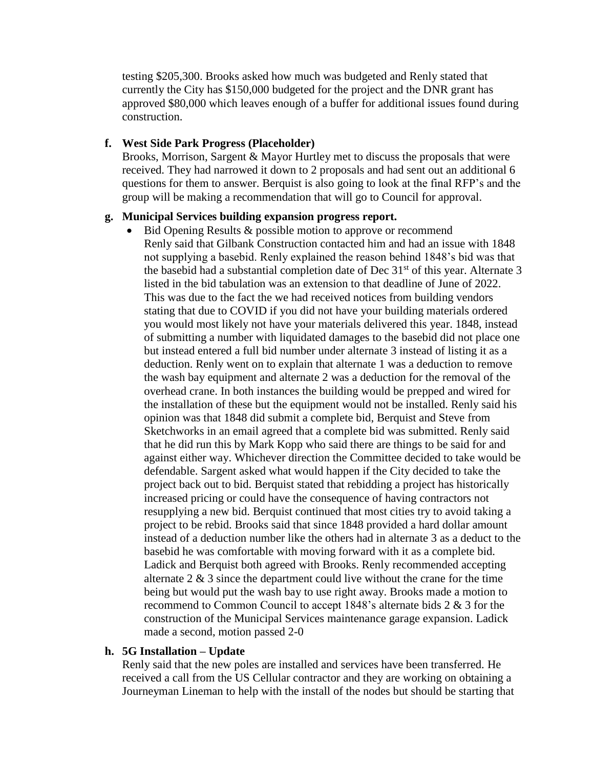testing $205,300. Brooks asked how much was budgeted and Renly stated that currently the City has $150,000 budgeted for the project and the DNR grant has approved $80,000 which leaves enough of a buffer for additional issues found during construction.

**f. West Side Park Progress (Placeholder)**

Brooks, Morrison, Sargent & Mayor Hurtley met to discuss the proposals that were received. They had narrowed it down to 2 proposals and had sent out an additional 6 questions for them to answer. Berquist is also going to look at the final RFP's and the group will be making a recommendation that will go to Council for approval.

**g. Municipal Services building expansion progress report.**

- Bid Opening Results & possible motion to approve or recommend

  Renly said that Gilbank Construction contacted him and had an issue with 1848 not supplying a basebid. Renly explained the reason behind 1848's bid was that the basebid had a substantial completion date of Dec 31st of this year. Alternate 3 listed in the bid tabulation was an extension to that deadline of June of 2022. This was due to the fact the we had received notices from building vendors stating that due to COVID if you did not have your building materials ordered you would most likely not have your materials delivered this year. 1848, instead of submitting a number with liquidated damages to the basebid did not place one but instead entered a full bid number under alternate 3 instead of listing it as a deduction. Renly went on to explain that alternate 1 was a deduction to remove the wash bay equipment and alternate 2 was a deduction for the removal of the overhead crane. In both instances the building would be prepped and wired for the installation of these but the equipment would not be installed. Renly said his opinion was that 1848 did submit a complete bid, Berquist and Steve from Sketchworks in an email agreed that a complete bid was submitted. Renly said that he did run this by Mark Kopp who said there are things to be said for and against either way. Whichever direction the Committee decided to take would be defendable. Sargent asked what would happen if the City decided to take the project back out to bid. Berquist stated that rebidding a project has historically increased pricing or could have the consequence of having contractors not resupplying a new bid. Berquist continued that most cities try to avoid taking a project to be rebid. Brooks said that since 1848 provided a hard dollar amount instead of a deduction number like the others had in alternate 3 as a deduct to the basebid he was comfortable with moving forward with it as a complete bid. Ladick and Berquist both agreed with Brooks. Renly recommended accepting alternate 2 & 3 since the department could live without the crane for the time being but would put the wash bay to use right away. Brooks made a motion to recommend to Common Council to accept 1848's alternate bids 2 & 3 for the construction of the Municipal Services maintenance garage expansion. Ladick made a second, motion passed 2-0

**h. 5G Installation – Update**

Renly said that the new poles are installed and services have been transferred. He received a call from the US Cellular contractor and they are working on obtaining a Journeyman Lineman to help with the install of the nodes but should be starting that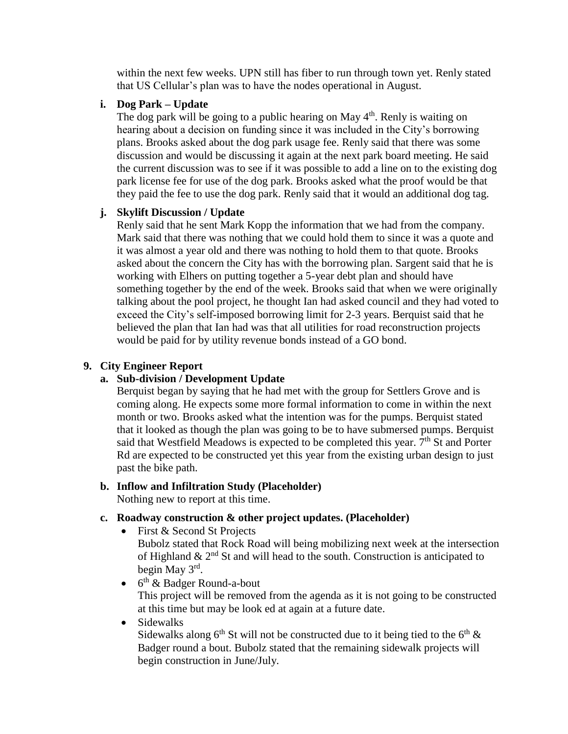within the next few weeks. UPN still has fiber to run through town yet. Renly stated that US Cellular's plan was to have the nodes operational in August.

**i. Dog Park – Update**

The dog park will be going to a public hearing on May 4th. Renly is waiting on hearing about a decision on funding since it was included in the City's borrowing plans. Brooks asked about the dog park usage fee. Renly said that there was some discussion and would be discussing it again at the next park board meeting. He said the current discussion was to see if it was possible to add a line on to the existing dog park license fee for use of the dog park. Brooks asked what the proof would be that they paid the fee to use the dog park. Renly said that it would an additional dog tag.

**j. Skylift Discussion / Update**

Renly said that he sent Mark Kopp the information that we had from the company. Mark said that there was nothing that we could hold them to since it was a quote and it was almost a year old and there was nothing to hold them to that quote. Brooks asked about the concern the City has with the borrowing plan. Sargent said that he is working with Elhers on putting together a 5-year debt plan and should have something together by the end of the week. Brooks said that when we were originally talking about the pool project, he thought Ian had asked council and they had voted to exceed the City's self-imposed borrowing limit for 2-3 years. Berquist said that he believed the plan that Ian had was that all utilities for road reconstruction projects would be paid for by utility revenue bonds instead of a GO bond.

**9. City Engineer Report**

**a. Sub-division / Development Update**

Berquist began by saying that he had met with the group for Settlers Grove and is coming along. He expects some more formal information to come in within the next month or two. Brooks asked what the intention was for the pumps. Berquist stated that it looked as though the plan was going to be to have submersed pumps. Berquist said that Westfield Meadows is expected to be completed this year. 7th St and Porter Rd are expected to be constructed yet this year from the existing urban design to just past the bike path.

**b. Inflow and Infiltration Study (Placeholder)**

Nothing new to report at this time.

**c. Roadway construction & other project updates. (Placeholder)**

- First & Second St Projects
  Bubolz stated that Rock Road will being mobilizing next week at the intersection of Highland & 2nd St and will head to the south. Construction is anticipated to begin May 3rd.
- 6th & Badger Round-a-bout
  This project will be removed from the agenda as it is not going to be constructed at this time but may be look ed at again at a future date.
- Sidewalks
  Sidewalks along 6th St will not be constructed due to it being tied to the 6th & Badger round a bout. Bubolz stated that the remaining sidewalk projects will begin construction in June/July.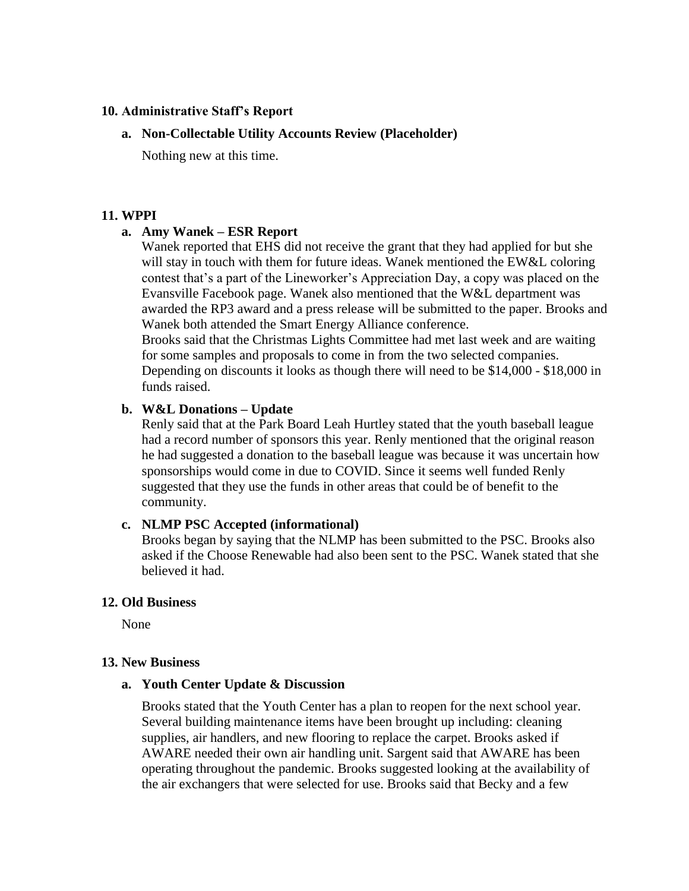## 10. Administrative Staff's Report

### a. Non-Collectable Utility Accounts Review (Placeholder)

Nothing new at this time.

## 11. WPPI

### a. Amy Wanek – ESR Report

Wanek reported that EHS did not receive the grant that they had applied for but she will stay in touch with them for future ideas. Wanek mentioned the EW&L coloring contest that's a part of the Lineworker's Appreciation Day, a copy was placed on the Evansville Facebook page. Wanek also mentioned that the W&L department was awarded the RP3 award and a press release will be submitted to the paper. Brooks and Wanek both attended the Smart Energy Alliance conference.

Brooks said that the Christmas Lights Committee had met last week and are waiting for some samples and proposals to come in from the two selected companies. Depending on discounts it looks as though there will need to be $14,000 - $18,000 in funds raised.

### b. W&L Donations – Update

Renly said that at the Park Board Leah Hurtley stated that the youth baseball league had a record number of sponsors this year. Renly mentioned that the original reason he had suggested a donation to the baseball league was because it was uncertain how sponsorships would come in due to COVID. Since it seems well funded Renly suggested that they use the funds in other areas that could be of benefit to the community.

### c. NLMP PSC Accepted (informational)

Brooks began by saying that the NLMP has been submitted to the PSC. Brooks also asked if the Choose Renewable had also been sent to the PSC. Wanek stated that she believed it had.

## 12. Old Business

None

## 13. New Business

### a. Youth Center Update & Discussion

Brooks stated that the Youth Center has a plan to reopen for the next school year. Several building maintenance items have been brought up including: cleaning supplies, air handlers, and new flooring to replace the carpet. Brooks asked if AWARE needed their own air handling unit. Sargent said that AWARE has been operating throughout the pandemic. Brooks suggested looking at the availability of the air exchangers that were selected for use. Brooks said that Becky and a few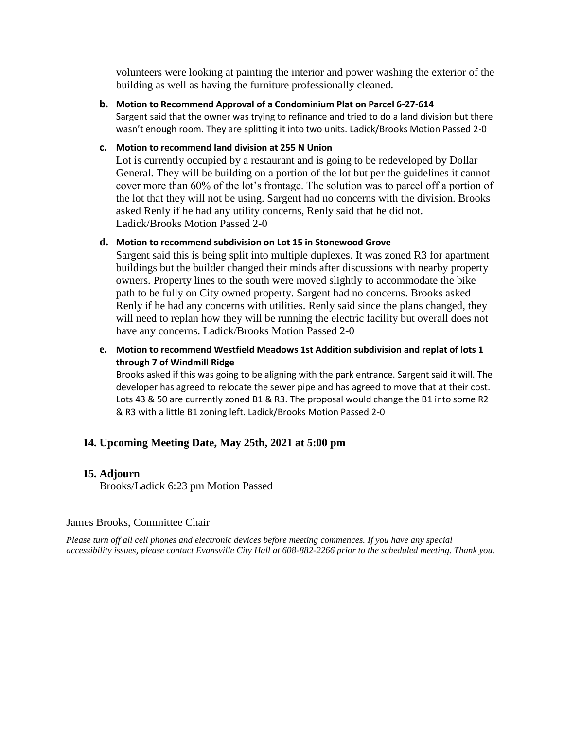volunteers were looking at painting the interior and power washing the exterior of the building as well as having the furniture professionally cleaned.

**b. Motion to Recommend Approval of a Condominium Plat on Parcel 6-27-614**

Sargent said that the owner was trying to refinance and tried to do a land division but there wasn't enough room. They are splitting it into two units. Ladick/Brooks Motion Passed 2-0

**c. Motion to recommend land division at 255 N Union**

Lot is currently occupied by a restaurant and is going to be redeveloped by Dollar General. They will be building on a portion of the lot but per the guidelines it cannot cover more than 60% of the lot's frontage. The solution was to parcel off a portion of the lot that they will not be using. Sargent had no concerns with the division. Brooks asked Renly if he had any utility concerns, Renly said that he did not. Ladick/Brooks Motion Passed 2-0

**d. Motion to recommend subdivision on Lot 15 in Stonewood Grove**

Sargent said this is being split into multiple duplexes. It was zoned R3 for apartment buildings but the builder changed their minds after discussions with nearby property owners. Property lines to the south were moved slightly to accommodate the bike path to be fully on City owned property. Sargent had no concerns. Brooks asked Renly if he had any concerns with utilities. Renly said since the plans changed, they will need to replan how they will be running the electric facility but overall does not have any concerns. Ladick/Brooks Motion Passed 2-0

**e. Motion to recommend Westfield Meadows 1st Addition subdivision and replat of lots 1 through 7 of Windmill Ridge**

Brooks asked if this was going to be aligning with the park entrance. Sargent said it will. The developer has agreed to relocate the sewer pipe and has agreed to move that at their cost. Lots 43 & 50 are currently zoned B1 & R3. The proposal would change the B1 into some R2 & R3 with a little B1 zoning left. Ladick/Brooks Motion Passed 2-0

## 14. Upcoming Meeting Date, May 25th, 2021 at 5:00 pm

## 15. Adjourn

Brooks/Ladick 6:23 pm Motion Passed

James Brooks, Committee Chair

*Please turn off all cell phones and electronic devices before meeting commences. If you have any special accessibility issues, please contact Evansville City Hall at 608-882-2266 prior to the scheduled meeting. Thank you.*